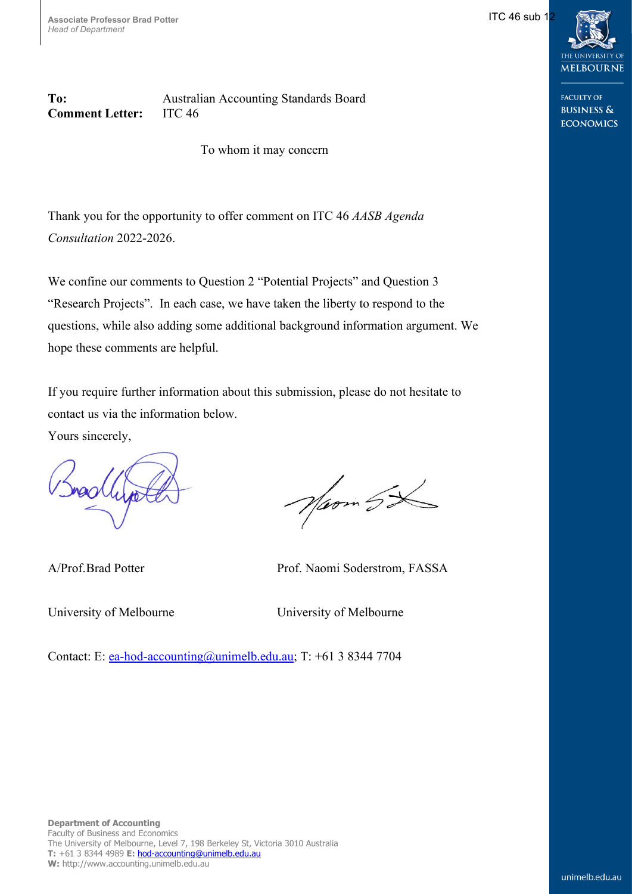**Associate Professor Brad Potter**
*Head of Department*

ITC 46 sub 12

THE UNIVERSITY OF MELBOURNE

FACULTY OF BUSINESS & ECONOMICS

**To:** Australian Accounting Standards Board
**Comment Letter:** ITC 46

To whom it may concern

Thank you for the opportunity to offer comment on ITC 46 *AASB Agenda Consultation* 2022-2026.

We confine our comments to Question 2 "Potential Projects" and Question 3 "Research Projects". In each case, we have taken the liberty to respond to the questions, while also adding some additional background information argument. We hope these comments are helpful.

If you require further information about this submission, please do not hesitate to contact us via the information below.

Yours sincerely,

A/Prof.Brad Potter — University of Melbourne

Prof. Naomi Soderstrom, FASSA — University of Melbourne

Contact: E: ea-hod-accounting@unimelb.edu.au; T: +61 3 8344 7704

**Department of Accounting**
Faculty of Business and Economics
The University of Melbourne, Level 7, 198 Berkeley St, Victoria 3010 Australia
**T:** +61 3 8344 4989 **E:** hod-accounting@unimelb.edu.au
**W:** http://www.accounting.unimelb.edu.au

unimelb.edu.au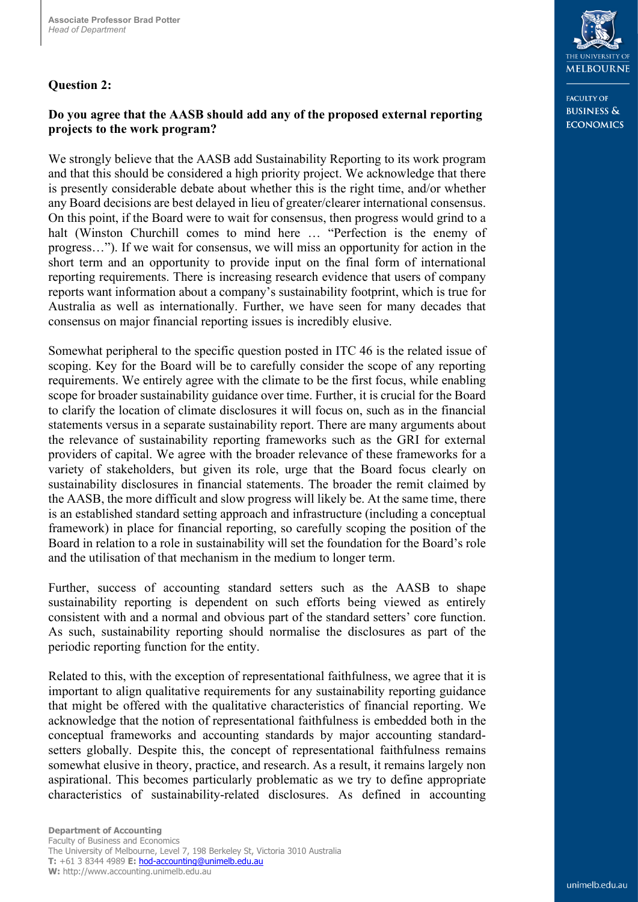## Question 2:

### Do you agree that the AASB should add any of the proposed external reporting projects to the work program?

We strongly believe that the AASB add Sustainability Reporting to its work program and that this should be considered a high priority project. We acknowledge that there is presently considerable debate about whether this is the right time, and/or whether any Board decisions are best delayed in lieu of greater/clearer international consensus. On this point, if the Board were to wait for consensus, then progress would grind to a halt (Winston Churchill comes to mind here … "Perfection is the enemy of progress…"). If we wait for consensus, we will miss an opportunity for action in the short term and an opportunity to provide input on the final form of international reporting requirements. There is increasing research evidence that users of company reports want information about a company's sustainability footprint, which is true for Australia as well as internationally. Further, we have seen for many decades that consensus on major financial reporting issues is incredibly elusive.

Somewhat peripheral to the specific question posted in ITC 46 is the related issue of scoping. Key for the Board will be to carefully consider the scope of any reporting requirements. We entirely agree with the climate to be the first focus, while enabling scope for broader sustainability guidance over time. Further, it is crucial for the Board to clarify the location of climate disclosures it will focus on, such as in the financial statements versus in a separate sustainability report. There are many arguments about the relevance of sustainability reporting frameworks such as the GRI for external providers of capital. We agree with the broader relevance of these frameworks for a variety of stakeholders, but given its role, urge that the Board focus clearly on sustainability disclosures in financial statements. The broader the remit claimed by the AASB, the more difficult and slow progress will likely be. At the same time, there is an established standard setting approach and infrastructure (including a conceptual framework) in place for financial reporting, so carefully scoping the position of the Board in relation to a role in sustainability will set the foundation for the Board's role and the utilisation of that mechanism in the medium to longer term.

Further, success of accounting standard setters such as the AASB to shape sustainability reporting is dependent on such efforts being viewed as entirely consistent with and a normal and obvious part of the standard setters' core function. As such, sustainability reporting should normalise the disclosures as part of the periodic reporting function for the entity.

Related to this, with the exception of representational faithfulness, we agree that it is important to align qualitative requirements for any sustainability reporting guidance that might be offered with the qualitative characteristics of financial reporting. We acknowledge that the notion of representational faithfulness is embedded both in the conceptual frameworks and accounting standards by major accounting standard-setters globally. Despite this, the concept of representational faithfulness remains somewhat elusive in theory, practice, and research. As a result, it remains largely non aspirational. This becomes particularly problematic as we try to define appropriate characteristics of sustainability-related disclosures. As defined in accounting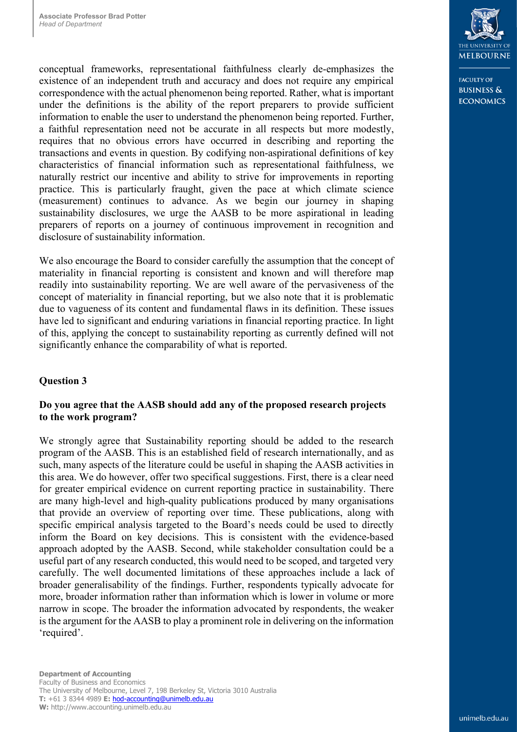conceptual frameworks, representational faithfulness clearly de-emphasizes the existence of an independent truth and accuracy and does not require any empirical correspondence with the actual phenomenon being reported. Rather, what is important under the definitions is the ability of the report preparers to provide sufficient information to enable the user to understand the phenomenon being reported. Further, a faithful representation need not be accurate in all respects but more modestly, requires that no obvious errors have occurred in describing and reporting the transactions and events in question. By codifying non-aspirational definitions of key characteristics of financial information such as representational faithfulness, we naturally restrict our incentive and ability to strive for improvements in reporting practice. This is particularly fraught, given the pace at which climate science (measurement) continues to advance. As we begin our journey in shaping sustainability disclosures, we urge the AASB to be more aspirational in leading preparers of reports on a journey of continuous improvement in recognition and disclosure of sustainability information.

We also encourage the Board to consider carefully the assumption that the concept of materiality in financial reporting is consistent and known and will therefore map readily into sustainability reporting. We are well aware of the pervasiveness of the concept of materiality in financial reporting, but we also note that it is problematic due to vagueness of its content and fundamental flaws in its definition. These issues have led to significant and enduring variations in financial reporting practice. In light of this, applying the concept to sustainability reporting as currently defined will not significantly enhance the comparability of what is reported.

**Question 3**

**Do you agree that the AASB should add any of the proposed research projects to the work program?**

We strongly agree that Sustainability reporting should be added to the research program of the AASB. This is an established field of research internationally, and as such, many aspects of the literature could be useful in shaping the AASB activities in this area. We do however, offer two specifical suggestions. First, there is a clear need for greater empirical evidence on current reporting practice in sustainability. There are many high-level and high-quality publications produced by many organisations that provide an overview of reporting over time. These publications, along with specific empirical analysis targeted to the Board's needs could be used to directly inform the Board on key decisions. This is consistent with the evidence-based approach adopted by the AASB. Second, while stakeholder consultation could be a useful part of any research conducted, this would need to be scoped, and targeted very carefully. The well documented limitations of these approaches include a lack of broader generalisability of the findings. Further, respondents typically advocate for more, broader information rather than information which is lower in volume or more narrow in scope. The broader the information advocated by respondents, the weaker is the argument for the AASB to play a prominent role in delivering on the information 'required'.